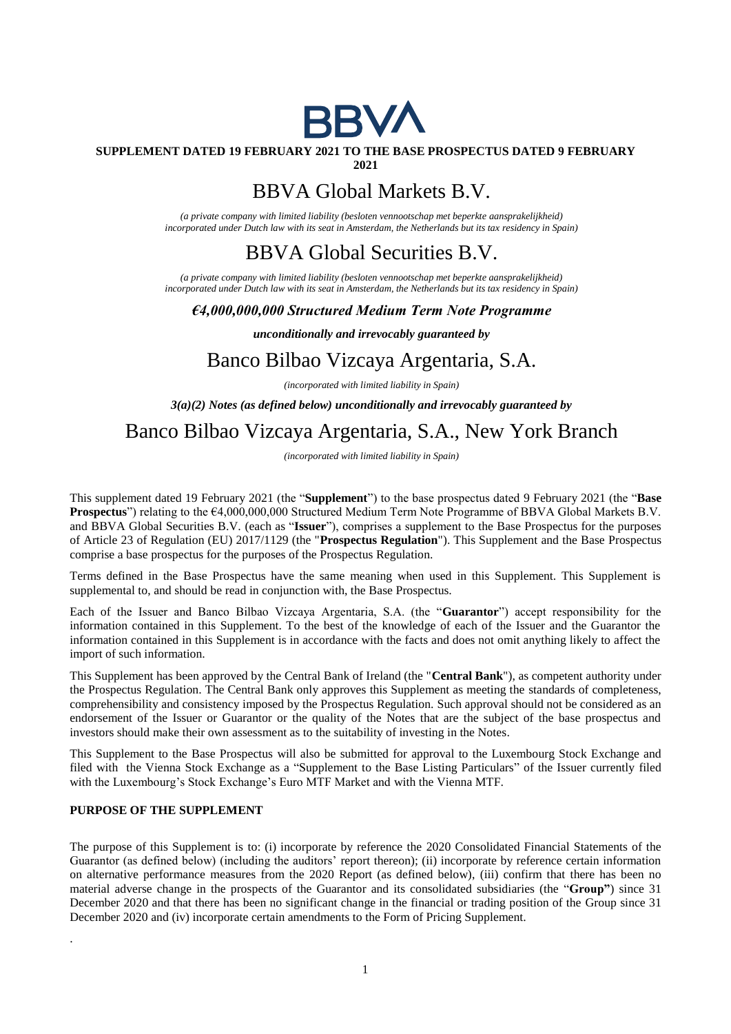BBVA

**SUPPLEMENT DATED 19 FEBRUARY 2021 TO THE BASE PROSPECTUS DATED 9 FEBRUARY 2021**

# BBVA Global Markets B.V.

*(a private company with limited liability (besloten vennootschap met beperkte aansprakelijkheid) incorporated under Dutch law with its seat in Amsterdam, the Netherlands but its tax residency in Spain)*

# BBVA Global Securities B.V.

*(a private company with limited liability (besloten vennootschap met beperkte aansprakelijkheid) incorporated under Dutch law with its seat in Amsterdam, the Netherlands but its tax residency in Spain)*

***€4,000,000,000 Structured Medium Term Note Programme***

***unconditionally and irrevocably guaranteed by***

# Banco Bilbao Vizcaya Argentaria, S.A.

*(incorporated with limited liability in Spain)*

***3(a)(2) Notes (as defined below) unconditionally and irrevocably guaranteed by***

# Banco Bilbao Vizcaya Argentaria, S.A., New York Branch

*(incorporated with limited liability in Spain)*

This supplement dated 19 February 2021 (the "**Supplement**") to the base prospectus dated 9 February 2021 (the "**Base Prospectus**") relating to the €4,000,000,000 Structured Medium Term Note Programme of BBVA Global Markets B.V. and BBVA Global Securities B.V. (each as "**Issuer**"), comprises a supplement to the Base Prospectus for the purposes of Article 23 of Regulation (EU) 2017/1129 (the "**Prospectus Regulation**"). This Supplement and the Base Prospectus comprise a base prospectus for the purposes of the Prospectus Regulation.

Terms defined in the Base Prospectus have the same meaning when used in this Supplement. This Supplement is supplemental to, and should be read in conjunction with, the Base Prospectus.

Each of the Issuer and Banco Bilbao Vizcaya Argentaria, S.A. (the "**Guarantor**") accept responsibility for the information contained in this Supplement. To the best of the knowledge of each of the Issuer and the Guarantor the information contained in this Supplement is in accordance with the facts and does not omit anything likely to affect the import of such information.

This Supplement has been approved by the Central Bank of Ireland (the "**Central Bank**"), as competent authority under the Prospectus Regulation. The Central Bank only approves this Supplement as meeting the standards of completeness, comprehensibility and consistency imposed by the Prospectus Regulation. Such approval should not be considered as an endorsement of the Issuer or Guarantor or the quality of the Notes that are the subject of the base prospectus and investors should make their own assessment as to the suitability of investing in the Notes.

This Supplement to the Base Prospectus will also be submitted for approval to the Luxembourg Stock Exchange and filed with the Vienna Stock Exchange as a "Supplement to the Base Listing Particulars" of the Issuer currently filed with the Luxembourg's Stock Exchange's Euro MTF Market and with the Vienna MTF.

## PURPOSE OF THE SUPPLEMENT

The purpose of this Supplement is to: (i) incorporate by reference the 2020 Consolidated Financial Statements of the Guarantor (as defined below) (including the auditors' report thereon); (ii) incorporate by reference certain information on alternative performance measures from the 2020 Report (as defined below), (iii) confirm that there has been no material adverse change in the prospects of the Guarantor and its consolidated subsidiaries (the "**Group"**) since 31 December 2020 and that there has been no significant change in the financial or trading position of the Group since 31 December 2020 and (iv) incorporate certain amendments to the Form of Pricing Supplement.

.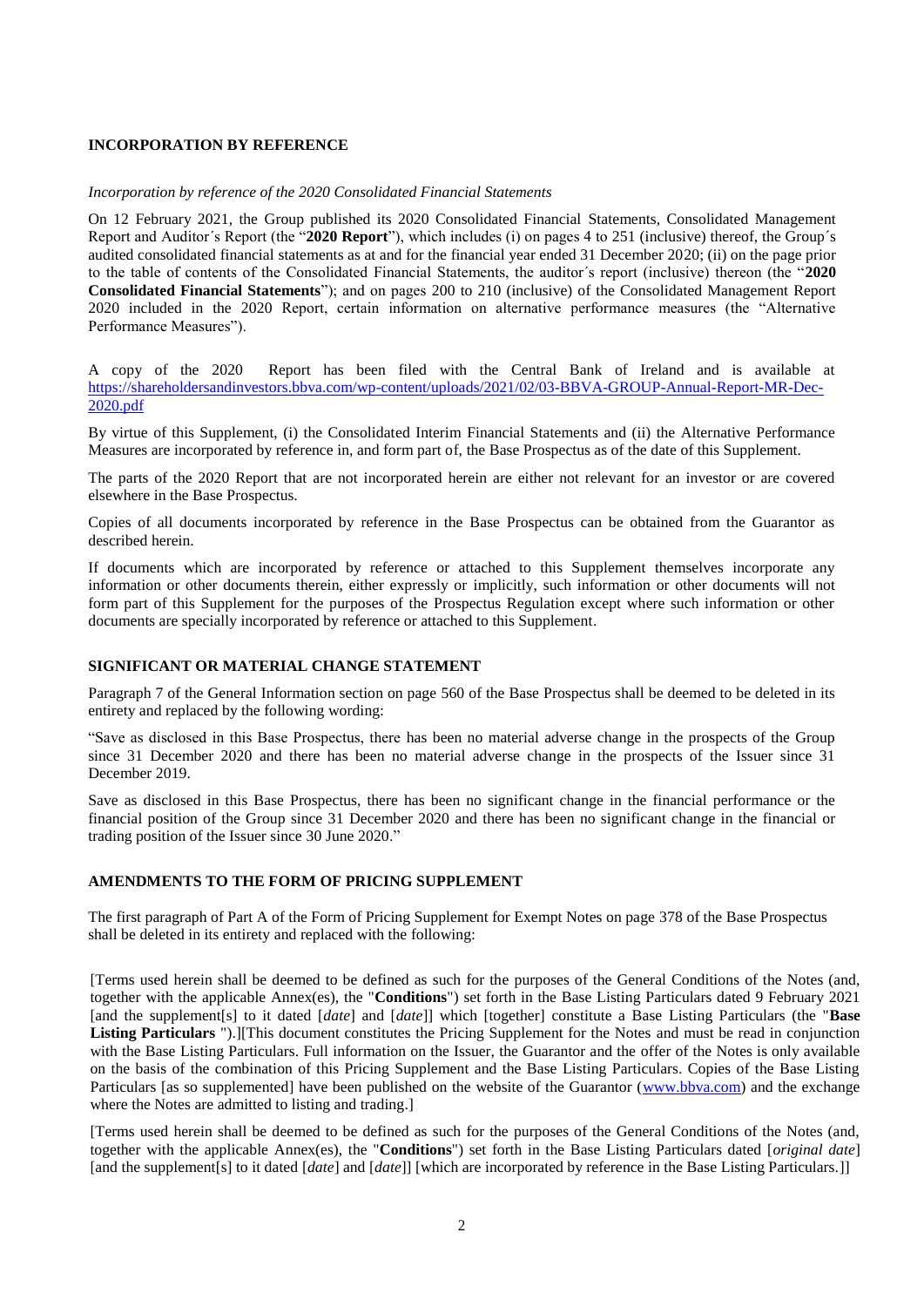## INCORPORATION BY REFERENCE

*Incorporation by reference of the 2020 Consolidated Financial Statements*

On 12 February 2021, the Group published its 2020 Consolidated Financial Statements, Consolidated Management Report and Auditor´s Report (the "**2020 Report**"), which includes (i) on pages 4 to 251 (inclusive) thereof, the Group´s audited consolidated financial statements as at and for the financial year ended 31 December 2020; (ii) on the page prior to the table of contents of the Consolidated Financial Statements, the auditor´s report (inclusive) thereon (the "**2020 Consolidated Financial Statements**"); and on pages 200 to 210 (inclusive) of the Consolidated Management Report 2020 included in the 2020 Report, certain information on alternative performance measures (the "Alternative Performance Measures").

A copy of the 2020 Report has been filed with the Central Bank of Ireland and is available at https://shareholdersandinvestors.bbva.com/wp-content/uploads/2021/02/03-BBVA-GROUP-Annual-Report-MR-Dec-2020.pdf

By virtue of this Supplement, (i) the Consolidated Interim Financial Statements and (ii) the Alternative Performance Measures are incorporated by reference in, and form part of, the Base Prospectus as of the date of this Supplement.

The parts of the 2020 Report that are not incorporated herein are either not relevant for an investor or are covered elsewhere in the Base Prospectus.

Copies of all documents incorporated by reference in the Base Prospectus can be obtained from the Guarantor as described herein.

If documents which are incorporated by reference or attached to this Supplement themselves incorporate any information or other documents therein, either expressly or implicitly, such information or other documents will not form part of this Supplement for the purposes of the Prospectus Regulation except where such information or other documents are specially incorporated by reference or attached to this Supplement.

## SIGNIFICANT OR MATERIAL CHANGE STATEMENT

Paragraph 7 of the General Information section on page 560 of the Base Prospectus shall be deemed to be deleted in its entirety and replaced by the following wording:

"Save as disclosed in this Base Prospectus, there has been no material adverse change in the prospects of the Group since 31 December 2020 and there has been no material adverse change in the prospects of the Issuer since 31 December 2019.

Save as disclosed in this Base Prospectus, there has been no significant change in the financial performance or the financial position of the Group since 31 December 2020 and there has been no significant change in the financial or trading position of the Issuer since 30 June 2020."

## AMENDMENTS TO THE FORM OF PRICING SUPPLEMENT

The first paragraph of Part A of the Form of Pricing Supplement for Exempt Notes on page 378 of the Base Prospectus shall be deleted in its entirety and replaced with the following:

[Terms used herein shall be deemed to be defined as such for the purposes of the General Conditions of the Notes (and, together with the applicable Annex(es), the "**Conditions**") set forth in the Base Listing Particulars dated 9 February 2021 [and the supplement[s] to it dated [*date*] and [*date*]] which [together] constitute a Base Listing Particulars (the "**Base Listing Particulars** ").][This document constitutes the Pricing Supplement for the Notes and must be read in conjunction with the Base Listing Particulars. Full information on the Issuer, the Guarantor and the offer of the Notes is only available on the basis of the combination of this Pricing Supplement and the Base Listing Particulars. Copies of the Base Listing Particulars [as so supplemented] have been published on the website of the Guarantor (www.bbva.com) and the exchange where the Notes are admitted to listing and trading.]

[Terms used herein shall be deemed to be defined as such for the purposes of the General Conditions of the Notes (and, together with the applicable Annex(es), the "**Conditions**") set forth in the Base Listing Particulars dated [*original date*] [and the supplement[s] to it dated [*date*] and [*date*]] [which are incorporated by reference in the Base Listing Particulars.]]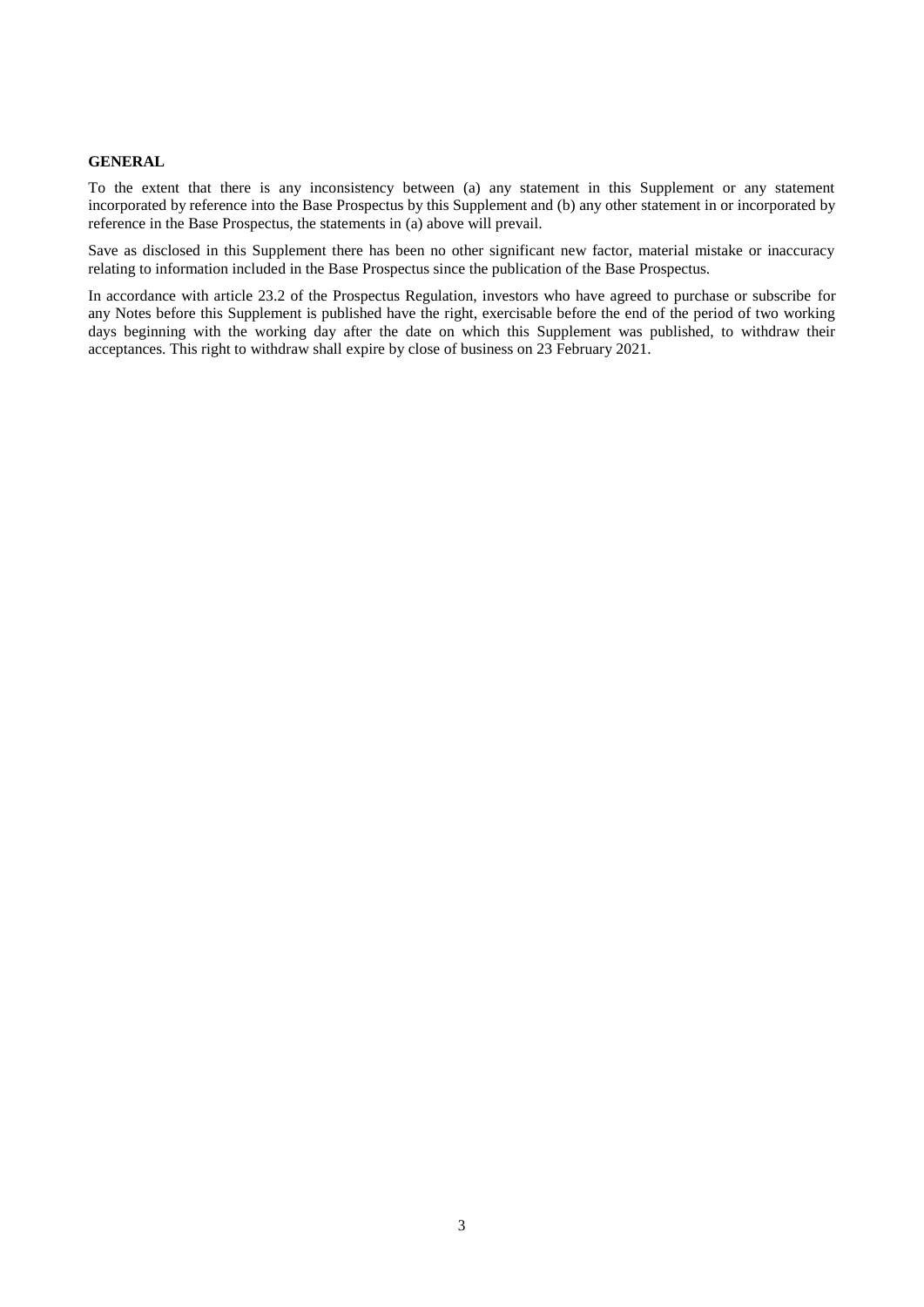**GENERAL**

To the extent that there is any inconsistency between (a) any statement in this Supplement or any statement incorporated by reference into the Base Prospectus by this Supplement and (b) any other statement in or incorporated by reference in the Base Prospectus, the statements in (a) above will prevail.

Save as disclosed in this Supplement there has been no other significant new factor, material mistake or inaccuracy relating to information included in the Base Prospectus since the publication of the Base Prospectus.

In accordance with article 23.2 of the Prospectus Regulation, investors who have agreed to purchase or subscribe for any Notes before this Supplement is published have the right, exercisable before the end of the period of two working days beginning with the working day after the date on which this Supplement was published, to withdraw their acceptances. This right to withdraw shall expire by close of business on 23 February 2021.